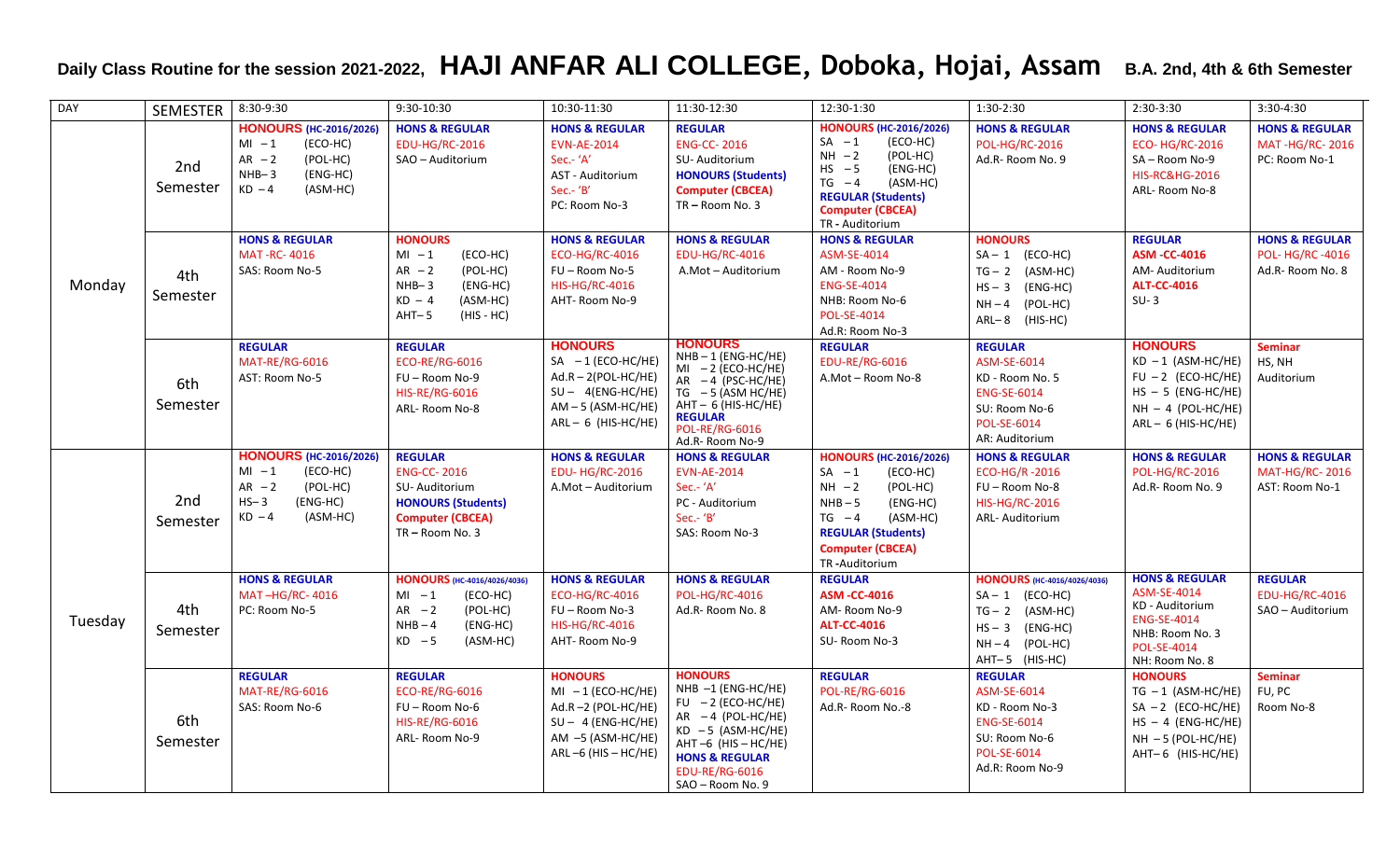# Daily Class Routine for the session 2021-2022, HAJI ANFAR ALI COLLEGE, Doboka, Hojai, Assam B.A. 2nd, 4th & 6th Semester

| DAY | SEMESTER | 8:30-9:30 | 9:30-10:30 | 10:30-11:30 | 11:30-12:30 | 12:30-1:30 | 1:30-2:30 | 2:30-3:30 | 3:30-4:30 |
|---|---|---|---|---|---|---|---|---|---|
| Monday | 2nd Semester | **HONOURS (HC-2016/2026)** MI – 1 (ECO-HC) AR – 2 (POL-HC) NHB– 3 (ENG-HC) KD – 4 (ASM-HC) | **HONS & REGULAR** EDU-HG/RC-2016 SAO – Auditorium | **HONS & REGULAR** EVN-AE-2014 Sec.- 'A' AST - Auditorium Sec.- 'B' PC: Room No-3 | **REGULAR** ENG-CC- 2016 SU- Auditorium **HONOURS (Students)** **Computer (CBCEA)** TR – Room No. 3 | **HONOURS (HC-2016/2026)** SA – 1 (ECO-HC) NH – 2 (POL-HC) HS – 5 (ENG-HC) TG – 4 (ASM-HC) **REGULAR (Students)** **Computer (CBCEA)** TR - Auditorium | **HONS & REGULAR** POL-HG/RC-2016 Ad.R- Room No. 9 | **HONS & REGULAR** ECO- HG/RC-2016 SA – Room No-9 HIS-RC&HG-2016 ARL- Room No-8 | **HONS & REGULAR** MAT -HG/RC- 2016 PC: Room No-1 |
| | 4th Semester | **HONS & REGULAR** MAT -RC- 4016 SAS: Room No-5 | **HONOURS** MI – 1 (ECO-HC) AR – 2 (POL-HC) NHB– 3 (ENG-HC) KD – 4 (ASM-HC) AHT– 5 (HIS - HC) | **HONS & REGULAR** ECO-HG/RC-4016 FU – Room No-5 HIS-HG/RC-4016 AHT- Room No-9 | **HONS & REGULAR** EDU-HG/RC-4016 A.Mot – Auditorium | **HONS & REGULAR** ASM-SE-4014 AM - Room No-9 ENG-SE-4014 NHB: Room No-6 POL-SE-4014 Ad.R: Room No-3 | **HONOURS** SA – 1 (ECO-HC) TG – 2 (ASM-HC) HS – 3 (ENG-HC) NH – 4 (POL-HC) ARL– 8 (HIS-HC) | **REGULAR** **ASM -CC-4016** AM- Auditorium **ALT-CC-4016** SU- 3 | **HONS & REGULAR** POL- HG/RC -4016 Ad.R- Room No. 8 |
| | 6th Semester | **REGULAR** MAT-RE/RG-6016 AST: Room No-5 | **REGULAR** ECO-RE/RG-6016 FU – Room No-9 HIS-RE/RG-6016 ARL- Room No-8 | **HONOURS** SA – 1 (ECO-HC/HE) Ad.R – 2(POL-HC/HE) SU – 4(ENG-HC/HE) AM – 5 (ASM-HC/HE) ARL – 6 (HIS-HC/HE) | **HONOURS** NHB – 1 (ENG-HC/HE) MI – 2 (ECO-HC/HE) AR – 4 (PSC-HC/HE) TG – 5 (ASM HC/HE) AHT – 6 (HIS-HC/HE) **REGULAR** POL-RE/RG-6016 Ad.R- Room No-9 | **REGULAR** EDU-RE/RG-6016 A.Mot – Room No-8 | **REGULAR** ASM-SE-6014 KD - Room No. 5 ENG-SE-6014 SU: Room No-6 POL-SE-6014 AR: Auditorium | **HONOURS** KD – 1 (ASM-HC/HE) FU – 2 (ECO-HC/HE) HS – 5 (ENG-HC/HE) NH – 4 (POL-HC/HE) ARL – 6 (HIS-HC/HE) | **Seminar** HS, NH Auditorium |
| Tuesday | 2nd Semester | **HONOURS (HC-2016/2026)** MI – 1 (ECO-HC) AR – 2 (POL-HC) HS– 3 (ENG-HC) KD – 4 (ASM-HC) | **REGULAR** ENG-CC- 2016 SU- Auditorium **HONOURS (Students)** **Computer (CBCEA)** TR – Room No. 3 | **HONS & REGULAR** EDU- HG/RC-2016 A.Mot – Auditorium | **HONS & REGULAR** EVN-AE-2014 Sec.- 'A' PC - Auditorium Sec.- 'B' SAS: Room No-3 | **HONOURS (HC-2016/2026)** SA – 1 (ECO-HC) NH – 2 (POL-HC) NHB – 5 (ENG-HC) TG – 4 (ASM-HC) **REGULAR (Students)** **Computer (CBCEA)** TR -Auditorium | **HONS & REGULAR** ECO-HG/R -2016 FU – Room No-8 HIS-HG/RC-2016 ARL- Auditorium | **HONS & REGULAR** POL-HG/RC-2016 Ad.R- Room No. 9 | **HONS & REGULAR** MAT-HG/RC- 2016 AST: Room No-1 |
| | 4th Semester | **HONS & REGULAR** MAT –HG/RC- 4016 PC: Room No-5 | **HONOURS (HC-4016/4026/4036)** MI – 1 (ECO-HC) AR – 2 (POL-HC) NHB – 4 (ENG-HC) KD – 5 (ASM-HC) | **HONS & REGULAR** ECO-HG/RC-4016 FU – Room No-3 HIS-HG/RC-4016 AHT- Room No-9 | **HONS & REGULAR** POL-HG/RC-4016 Ad.R- Room No. 8 | **REGULAR** **ASM -CC-4016** AM- Room No-9 **ALT-CC-4016** SU- Room No-3 | **HONOURS (HC-4016/4026/4036)** SA – 1 (ECO-HC) TG – 2 (ASM-HC) HS – 3 (ENG-HC) NH – 4 (POL-HC) AHT– 5 (HIS-HC) | **HONS & REGULAR** ASM-SE-4014 KD - Auditorium ENG-SE-4014 NHB: Room No. 3 POL-SE-4014 NH: Room No. 8 | **REGULAR** EDU-HG/RC-4016 SAO – Auditorium |
| | 6th Semester | **REGULAR** MAT-RE/RG-6016 SAS: Room No-6 | **REGULAR** ECO-RE/RG-6016 FU – Room No-6 HIS-RE/RG-6016 ARL- Room No-9 | **HONOURS** MI – 1 (ECO-HC/HE) Ad.R –2 (POL-HC/HE) SU – 4 (ENG-HC/HE) AM –5 (ASM-HC/HE) ARL –6 (HIS – HC/HE) | **HONOURS** NHB –1 (ENG-HC/HE) FU – 2 (ECO-HC/HE) AR – 4 (POL-HC/HE) KD – 5 (ASM-HC/HE) AHT –6 (HIS – HC/HE) **HONS & REGULAR** EDU-RE/RG-6016 SAO – Room No. 9 | **REGULAR** POL-RE/RG-6016 Ad.R- Room No.-8 | **REGULAR** ASM-SE-6014 KD - Room No-3 ENG-SE-6014 SU: Room No-6 POL-SE-6014 Ad.R: Room No-9 | **HONOURS** TG – 1 (ASM-HC/HE) SA – 2 (ECO-HC/HE) HS – 4 (ENG-HC/HE) NH – 5 (POL-HC/HE) AHT– 6 (HIS-HC/HE) | **Seminar** FU, PC Room No-8 |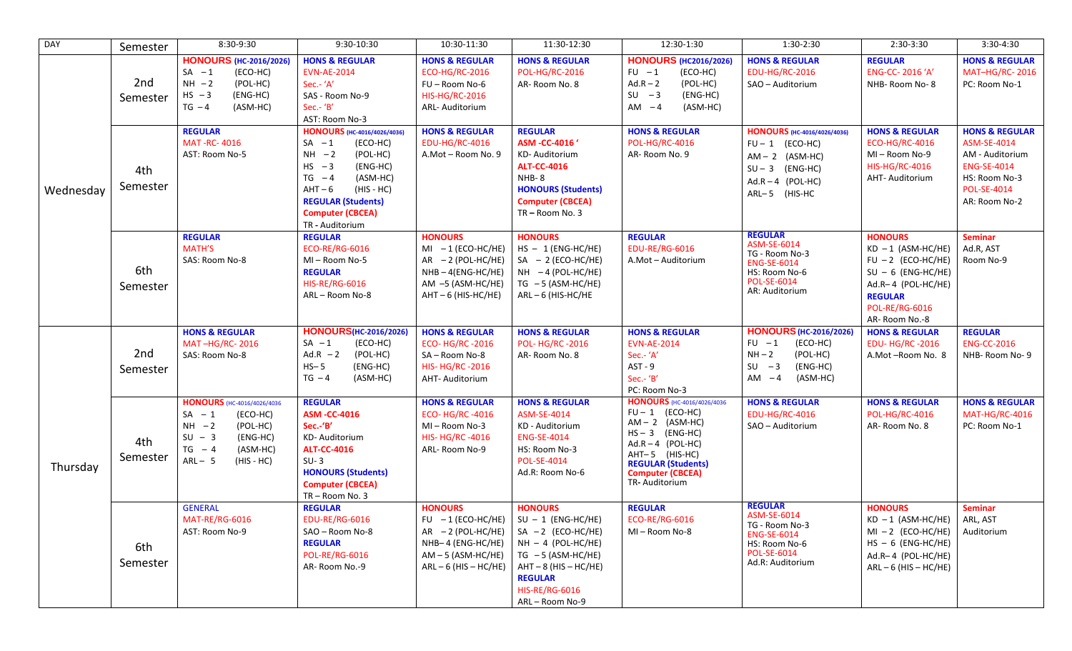| DAY | Semester | 8:30-9:30 | 9:30-10:30 | 10:30-11:30 | 11:30-12:30 | 12:30-1:30 | 1:30-2:30 | 2:30-3:30 | 3:30-4:30 |
|---|---|---|---|---|---|---|---|---|---|
| Wednesday | 2nd Semester | **HONOURS** (HC-2016/2026)<br>SA – 1 (ECO-HC)<br>NH – 2 (POL-HC)<br>HS – 3 (ENG-HC)<br>TG – 4 (ASM-HC) | **HONS & REGULAR**<br>EVN-AE-2014<br>Sec.- 'A'<br>SAS - Room No-9<br>Sec.- 'B'<br>AST: Room No-3 | **HONS & REGULAR**<br>ECO-HG/RC-2016<br>FU – Room No-6<br>HIS-HG/RC-2016<br>ARL- Auditorium | **HONS & REGULAR**<br>POL-HG/RC-2016<br>AR- Room No. 8 | **HONOURS** (HC2016/2026)<br>FU – 1 (ECO-HC)<br>Ad.R – 2 (POL-HC)<br>SU – 3 (ENG-HC)<br>AM – 4 (ASM-HC) | **HONS & REGULAR**<br>EDU-HG/RC-2016<br>SAO – Auditorium | **REGULAR**<br>ENG-CC- 2016 'A'<br>NHB- Room No- 8 | **HONS & REGULAR**<br>MAT–HG/RC- 2016<br>PC: Room No-1 |
| | 4th Semester | **REGULAR**<br>MAT -RC- 4016<br>AST: Room No-5 | **HONOURS** (HC-4016/4026/4036)<br>SA – 1 (ECO-HC)<br>NH – 2 (POL-HC)<br>HS – 3 (ENG-HC)<br>TG – 4 (ASM-HC)<br>AHT – 6 (HIS - HC)<br>**REGULAR (Students)**<br>**Computer (CBCEA)**<br>TR - Auditorium | **HONS & REGULAR**<br>EDU-HG/RC-4016<br>A.Mot – Room No. 9 | **REGULAR**<br>**ASM -CC-4016 '**<br>KD- Auditorium<br>**ALT-CC-4016**<br>NHB- 8<br>**HONOURS (Students)**<br>**Computer (CBCEA)**<br>TR – Room No. 3 | **HONS & REGULAR**<br>POL-HG/RC-4016<br>AR- Room No. 9 | **HONOURS** (HC-4016/4026/4036)<br>FU – 1 (ECO-HC)<br>AM – 2 (ASM-HC)<br>SU – 3 (ENG-HC)<br>Ad.R – 4 (POL-HC)<br>ARL– 5 (HIS-HC | **HONS & REGULAR**<br>ECO-HG/RC-4016<br>MI – Room No-9<br>HIS-HG/RC-4016<br>AHT- Auditorium | **HONS & REGULAR**<br>ASM-SE-4014<br>AM - Auditorium<br>ENG-SE-4014<br>HS: Room No-3<br>POL-SE-4014<br>AR: Room No-2 |
| | 6th Semester | **REGULAR**<br>MATH'S<br>SAS: Room No-8 | **REGULAR**<br>ECO-RE/RG-6016<br>MI – Room No-5<br>**REGULAR**<br>HIS-RE/RG-6016<br>ARL – Room No-8 | **HONOURS**<br>MI – 1 (ECO-HC/HE)<br>AR – 2 (POL-HC/HE)<br>NHB – 4(ENG-HC/HE)<br>AM –5 (ASM-HC/HE)<br>AHT – 6 (HIS-HC/HE) | **HONOURS**<br>HS – 1 (ENG-HC/HE)<br>SA – 2 (ECO-HC/HE)<br>NH – 4 (POL-HC/HE)<br>TG – 5 (ASM-HC/HE)<br>ARL – 6 (HIS-HC/HE | **REGULAR**<br>EDU-RE/RG-6016<br>A.Mot – Auditorium | **REGULAR**<br>ASM-SE-6014<br>TG - Room No-3<br>ENG-SE-6014<br>HS: Room No-6<br>POL-SE-6014<br>AR: Auditorium | **HONOURS**<br>KD – 1 (ASM-HC/HE)<br>FU – 2 (ECO-HC/HE)<br>SU – 6 (ENG-HC/HE)<br>Ad.R– 4 (POL-HC/HE)<br>**REGULAR**<br>POL-RE/RG-6016<br>AR- Room No.-8 | **Seminar**<br>Ad.R, AST<br>Room No-9 |
| Thursday | 2nd Semester | **HONS & REGULAR**<br>MAT –HG/RC- 2016<br>SAS: Room No-8 | **HONOURS**(HC-2016/2026)<br>SA – 1 (ECO-HC)<br>Ad.R – 2 (POL-HC)<br>HS– 5 (ENG-HC)<br>TG – 4 (ASM-HC) | **HONS & REGULAR**<br>ECO- HG/RC -2016<br>SA – Room No-8<br>HIS- HG/RC -2016<br>AHT- Auditorium | **HONS & REGULAR**<br>POL- HG/RC -2016<br>AR- Room No. 8 | **HONS & REGULAR**<br>EVN-AE-2014<br>Sec.- 'A'<br>AST - 9<br>Sec.- 'B'<br>PC: Room No-3 | **HONOURS** (HC-2016/2026)<br>FU – 1 (ECO-HC)<br>NH – 2 (POL-HC)<br>SU – 3 (ENG-HC)<br>AM – 4 (ASM-HC) | **HONS & REGULAR**<br>EDU- HG/RC -2016<br>A.Mot –Room No. 8 | **REGULAR**<br>ENG-CC-2016<br>NHB- Room No- 9 |
| | 4th Semester | **HONOURS** (HC-4016/4026/4036<br>SA – 1 (ECO-HC)<br>NH – 2 (POL-HC)<br>SU – 3 (ENG-HC)<br>TG – 4 (ASM-HC)<br>ARL – 5 (HIS - HC) | **REGULAR**<br>**ASM -CC-4016**<br>**Sec.-'B'**<br>KD- Auditorium<br>**ALT-CC-4016**<br>SU- 3<br>**HONOURS (Students)**<br>**Computer (CBCEA)**<br>TR – Room No. 3 | **HONS & REGULAR**<br>ECO- HG/RC -4016<br>MI – Room No-3<br>HIS- HG/RC -4016<br>ARL- Room No-9 | **HONS & REGULAR**<br>ASM-SE-4014<br>KD - Auditorium<br>ENG-SE-4014<br>HS: Room No-3<br>POL-SE-4014<br>Ad.R: Room No-6 | **HONOURS** (HC-4016/4026/4036<br>FU – 1 (ECO-HC)<br>AM – 2 (ASM-HC)<br>HS – 3 (ENG-HC)<br>Ad.R – 4 (POL-HC)<br>AHT– 5 (HIS-HC)<br>**REGULAR (Students)**<br>**Computer (CBCEA)**<br>TR- Auditorium | **HONS & REGULAR**<br>EDU-HG/RC-4016<br>SAO – Auditorium | **HONS & REGULAR**<br>POL-HG/RC-4016<br>AR- Room No. 8 | **HONS & REGULAR**<br>MAT-HG/RC-4016<br>PC: Room No-1 |
| | 6th Semester | **GENERAL**<br>MAT-RE/RG-6016<br>AST: Room No-9 | **REGULAR**<br>EDU-RE/RG-6016<br>SAO – Room No-8<br>**REGULAR**<br>POL-RE/RG-6016<br>AR- Room No.-9 | **HONOURS**<br>FU – 1 (ECO-HC/HE)<br>AR – 2 (POL-HC/HE)<br>NHB– 4 (ENG-HC/HE)<br>AM – 5 (ASM-HC/HE)<br>ARL – 6 (HIS – HC/HE) | **HONOURS**<br>SU – 1 (ENG-HC/HE)<br>SA – 2 (ECO-HC/HE)<br>NH – 4 (POL-HC/HE)<br>TG – 5 (ASM-HC/HE)<br>AHT – 8 (HIS – HC/HE)<br>**REGULAR**<br>HIS-RE/RG-6016<br>ARL – Room No-9 | **REGULAR**<br>ECO-RE/RG-6016<br>MI – Room No-8 | **REGULAR**<br>ASM-SE-6014<br>TG - Room No-3<br>ENG-SE-6014<br>HS: Room No-6<br>POL-SE-6014<br>Ad.R: Auditorium | **HONOURS**<br>KD – 1 (ASM-HC/HE)<br>MI – 2 (ECO-HC/HE)<br>HS – 6 (ENG-HC/HE)<br>Ad.R– 4 (POL-HC/HE)<br>ARL – 6 (HIS – HC/HE) | **Seminar**<br>ARL, AST<br>Auditorium |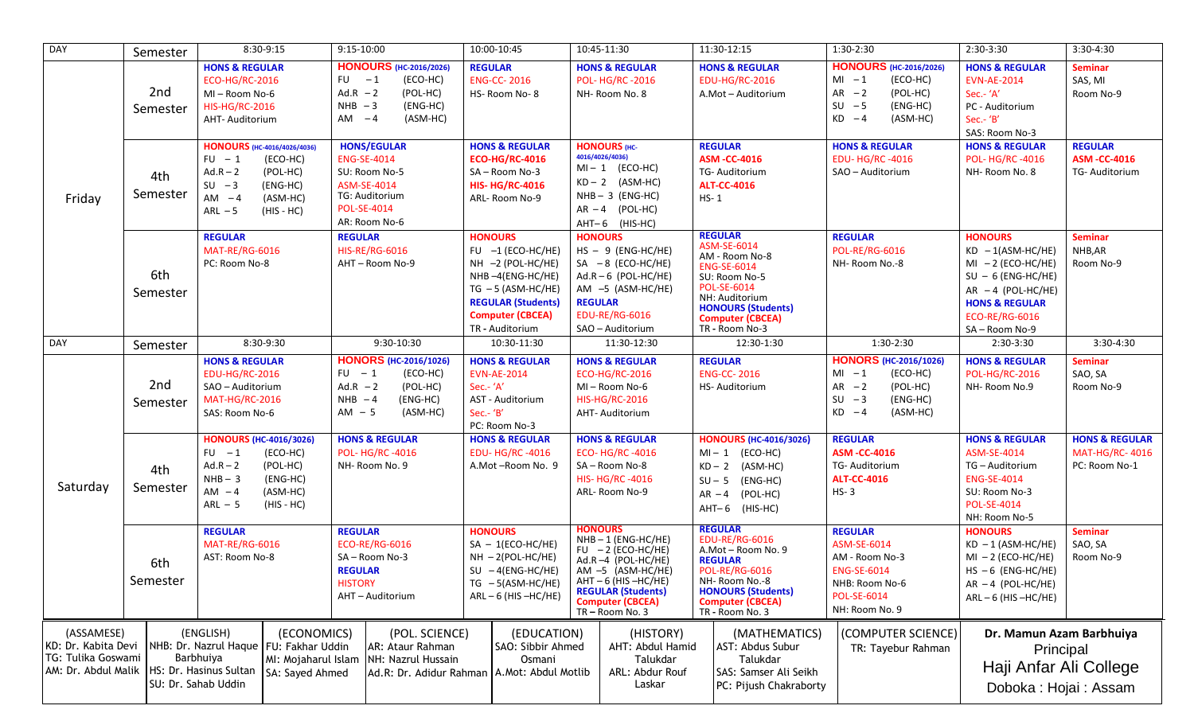| DAY | Semester | 8:30-9:15 | 9:15-10:00 | 10:00-10:45 | 10:45-11:30 | 11:30-12:15 | 1:30-2:30 | 2:30-3:30 | 3:30-4:30 |
|---|---|---|---|---|---|---|---|---|---|
| Friday | 2nd Semester | **HONS & REGULAR** ECO-HG/RC-2016 MI – Room No-6 HIS-HG/RC-2016 AHT- Auditorium | **HONOURS (HC-2016/2026)** FU – 1 (ECO-HC) Ad.R – 2 (POL-HC) NHB – 3 (ENG-HC) AM – 4 (ASM-HC) | **REGULAR** ENG-CC- 2016 HS- Room No- 8 | **HONS & REGULAR** POL- HG/RC -2016 NH- Room No. 8 | **HONS & REGULAR** EDU-HG/RC-2016 A.Mot – Auditorium | **HONOURS (HC-2016/2026)** MI – 1 (ECO-HC) AR – 2 (POL-HC) SU – 5 (ENG-HC) KD – 4 (ASM-HC) | **HONS & REGULAR** EVN-AE-2014 Sec.- 'A' PC - Auditorium Sec.- 'B' SAS: Room No-3 | **Seminar** SAS, MI Room No-9 |
| | 4th Semester | **HONOURS (HC-4016/4026/4036)** FU – 1 (ECO-HC) Ad.R – 2 (POL-HC) SU – 3 (ENG-HC) AM – 4 (ASM-HC) ARL – 5 (HIS - HC) | **HONS/EGULAR** ENG-SE-4014 SU: Room No-5 ASM-SE-4014 TG: Auditorium POL-SE-4014 AR: Room No-6 | **HONS & REGULAR** **ECO-HG/RC-4016** SA – Room No-3 **HIS- HG/RC-4016** ARL- Room No-9 | **HONOURS (HC-4016/4026/4036)** MI – 1 (ECO-HC) KD – 2 (ASM-HC) NHB – 3 (ENG-HC) AR – 4 (POL-HC) AHT– 6 (HIS-HC) | **REGULAR** **ASM -CC-4016** TG- Auditorium **ALT-CC-4016** HS- 1 | **HONS & REGULAR** EDU- HG/RC -4016 SAO – Auditorium | **HONS & REGULAR** POL- HG/RC -4016 NH- Room No. 8 | **REGULAR** **ASM -CC-4016** TG- Auditorium |
| | 6th Semester | **REGULAR** MAT-RE/RG-6016 PC: Room No-8 | **REGULAR** HIS-RE/RG-6016 AHT – Room No-9 | **HONOURS** FU –1 (ECO-HC/HE) NH –2 (POL-HC/HE) NHB –4(ENG-HC/HE) TG – 5 (ASM-HC/HE) **REGULAR (Students)** **Computer (CBCEA)** TR - Auditorium | **HONOURS** HS – 9 (ENG-HC/HE) SA – 8 (ECO-HC/HE) Ad.R – 6 (POL-HC/HE) AM –5 (ASM-HC/HE) **REGULAR** EDU-RE/RG-6016 SAO – Auditorium | **REGULAR** ASM-SE-6014 AM - Room No-8 ENG-SE-6014 SU: Room No-5 POL-SE-6014 NH: Auditorium **HONOURS (Students)** **Computer (CBCEA)** TR - Room No-3 | **REGULAR** POL-RE/RG-6016 NH- Room No.-8 | **HONOURS** KD – 1(ASM-HC/HE) MI – 2 (ECO-HC/HE) SU – 6 (ENG-HC/HE) AR – 4 (POL-HC/HE) **HONS & REGULAR** ECO-RE/RG-6016 SA – Room No-9 | **Seminar** NHB,AR Room No-9 |
| **DAY** | **Semester** | **8:30-9:30** | **9:30-10:30** | **10:30-11:30** | **11:30-12:30** | **12:30-1:30** | **1:30-2:30** | **2:30-3:30** | **3:30-4:30** |
| Saturday | 2nd Semester | **HONS & REGULAR** EDU-HG/RC-2016 SAO – Auditorium MAT-HG/RC-2016 SAS: Room No-6 | **HONORS (HC-2016/1026)** FU – 1 (ECO-HC) Ad.R – 2 (POL-HC) NHB – 4 (ENG-HC) AM – 5 (ASM-HC) | **HONS & REGULAR** EVN-AE-2014 Sec.- 'A' AST - Auditorium Sec.- 'B' PC: Room No-3 | **HONS & REGULAR** ECO-HG/RC-2016 MI – Room No-6 HIS-HG/RC-2016 AHT- Auditorium | **REGULAR** ENG-CC- 2016 HS- Auditorium | **HONORS (HC-2016/1026)** MI – 1 (ECO-HC) AR – 2 (POL-HC) SU – 3 (ENG-HC) KD – 4 (ASM-HC) | **HONS & REGULAR** POL-HG/RC-2016 NH- Room No.9 | **Seminar** SAO, SA Room No-9 |
| | 4th Semester | **HONOURS (HC-4016/3026)** FU – 1 (ECO-HC) Ad.R – 2 (POL-HC) NHB – 3 (ENG-HC) AM – 4 (ASM-HC) ARL – 5 (HIS - HC) | **HONS & REGULAR** POL- HG/RC -4016 NH- Room No. 9 | **HONS & REGULAR** EDU- HG/RC -4016 A.Mot –Room No. 9 | **HONS & REGULAR** ECO- HG/RC -4016 SA – Room No-8 HIS- HG/RC -4016 ARL- Room No-9 | **HONOURS (HC-4016/3026)** MI – 1 (ECO-HC) KD – 2 (ASM-HC) SU – 5 (ENG-HC) AR – 4 (POL-HC) AHT– 6 (HIS-HC) | **REGULAR** **ASM -CC-4016** TG- Auditorium **ALT-CC-4016** HS- 3 | **HONS & REGULAR** ASM-SE-4014 TG – Auditorium ENG-SE-4014 SU: Room No-3 POL-SE-4014 NH: Room No-5 | **HONS & REGULAR** MAT-HG/RC- 4016 PC: Room No-1 |
| | 6th Semester | **REGULAR** MAT-RE/RG-6016 AST: Room No-8 | **REGULAR** ECO-RE/RG-6016 SA – Room No-3 **REGULAR** HISTORY AHT – Auditorium | **HONOURS** SA – 1(ECO-HC/HE) NH – 2(POL-HC/HE) SU – 4(ENG-HC/HE) TG – 5(ASM-HC/HE) ARL – 6 (HIS –HC/HE) | **HONOURS** NHB – 1 (ENG-HC/HE) FU – 2 (ECO-HC/HE) Ad.R –4 (POL-HC/HE) AM –5 (ASM-HC/HE) AHT – 6 (HIS –HC/HE) **REGULAR (Students)** **Computer (CBCEA)** TR – Room No. 3 | **REGULAR** EDU-RE/RG-6016 A.Mot – Room No. 9 **REGULAR** POL-RE/RG-6016 NH- Room No.-8 **HONOURS (Students)** **Computer (CBCEA)** TR - Room No. 3 | **REGULAR** ASM-SE-6014 AM - Room No-3 ENG-SE-6014 NHB: Room No-6 POL-SE-6014 NH: Room No. 9 | **HONOURS** KD – 1 (ASM-HC/HE) MI – 2 (ECO-HC/HE) HS – 6 (ENG-HC/HE) AR – 4 (POL-HC/HE) ARL – 6 (HIS –HC/HE) | **Seminar** SAO, SA Room No-9 |

| (ASSAMESE) | (ENGLISH) | (ECONOMICS) | (POL. SCIENCE) | (EDUCATION) | (HISTORY) | (MATHEMATICS) | (COMPUTER SCIENCE) | |
|---|---|---|---|---|---|---|---|---|
| KD: Dr. Kabita Devi TG: Tulika Goswami AM: Dr. Abdul Malik | NHB: Dr. Nazrul Haque Barbhuiya HS: Dr. Hasinus Sultan SU: Dr. Sahab Uddin | FU: Fakhar Uddin MI: Mojaharul Islam SA: Sayed Ahmed | AR: Ataur Rahman NH: Nazrul Hussain Ad.R: Dr. Adidur Rahman | SAO: Sibbir Ahmed Osmani A.Mot: Abdul Motlib | AHT: Abdul Hamid Talukdar ARL: Abdur Rouf Laskar | AST: Abdus Subur Talukdar SAS: Samser Ali Seikh PC: Pijush Chakraborty | TR: Tayebur Rahman | **Dr. Mamun Azam Barbhuiya** Principal Haji Anfar Ali College Doboka : Hojai : Assam |